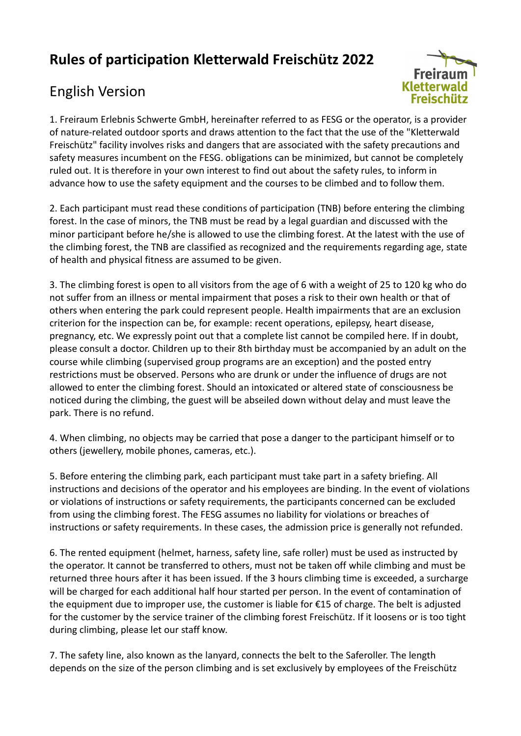# Rules of participation Kletterwald Freischütz 2022

## English Version

1. Freiraum Erlebnis Schwerte GmbH, hereinafter referred to as FESG or the operator, is a provider of nature-related outdoor sports and draws attention to the fact that the use of the "Kletterwald Freischütz" facility involves risks and dangers that are associated with the safety precautions and safety measures incumbent on the FESG. obligations can be minimized, but cannot be completely ruled out. It is therefore in your own interest to find out about the safety rules, to inform in advance how to use the safety equipment and the courses to be climbed and to follow them.

2. Each participant must read these conditions of participation (TNB) before entering the climbing forest. In the case of minors, the TNB must be read by a legal guardian and discussed with the minor participant before he/she is allowed to use the climbing forest. At the latest with the use of the climbing forest, the TNB are classified as recognized and the requirements regarding age, state of health and physical fitness are assumed to be given.

3. The climbing forest is open to all visitors from the age of 6 with a weight of 25 to 120 kg who do not suffer from an illness or mental impairment that poses a risk to their own health or that of others when entering the park could represent people. Health impairments that are an exclusion criterion for the inspection can be, for example: recent operations, epilepsy, heart disease, pregnancy, etc. We expressly point out that a complete list cannot be compiled here. If in doubt, please consult a doctor. Children up to their 8th birthday must be accompanied by an adult on the course while climbing (supervised group programs are an exception) and the posted entry restrictions must be observed. Persons who are drunk or under the influence of drugs are not allowed to enter the climbing forest. Should an intoxicated or altered state of consciousness be noticed during the climbing, the guest will be abseiled down without delay and must leave the park. There is no refund.

4. When climbing, no objects may be carried that pose a danger to the participant himself or to others (jewellery, mobile phones, cameras, etc.).

5. Before entering the climbing park, each participant must take part in a safety briefing. All instructions and decisions of the operator and his employees are binding. In the event of violations or violations of instructions or safety requirements, the participants concerned can be excluded from using the climbing forest. The FESG assumes no liability for violations or breaches of instructions or safety requirements. In these cases, the admission price is generally not refunded.

6. The rented equipment (helmet, harness, safety line, safe roller) must be used as instructed by the operator. It cannot be transferred to others, must not be taken off while climbing and must be returned three hours after it has been issued. If the 3 hours climbing time is exceeded, a surcharge will be charged for each additional half hour started per person. In the event of contamination of the equipment due to improper use, the customer is liable for €15 of charge. The belt is adjusted for the customer by the service trainer of the climbing forest Freischütz. If it loosens or is too tight during climbing, please let our staff know.

7. The safety line, also known as the lanyard, connects the belt to the Saferoller. The length depends on the size of the person climbing and is set exclusively by employees of the Freischütz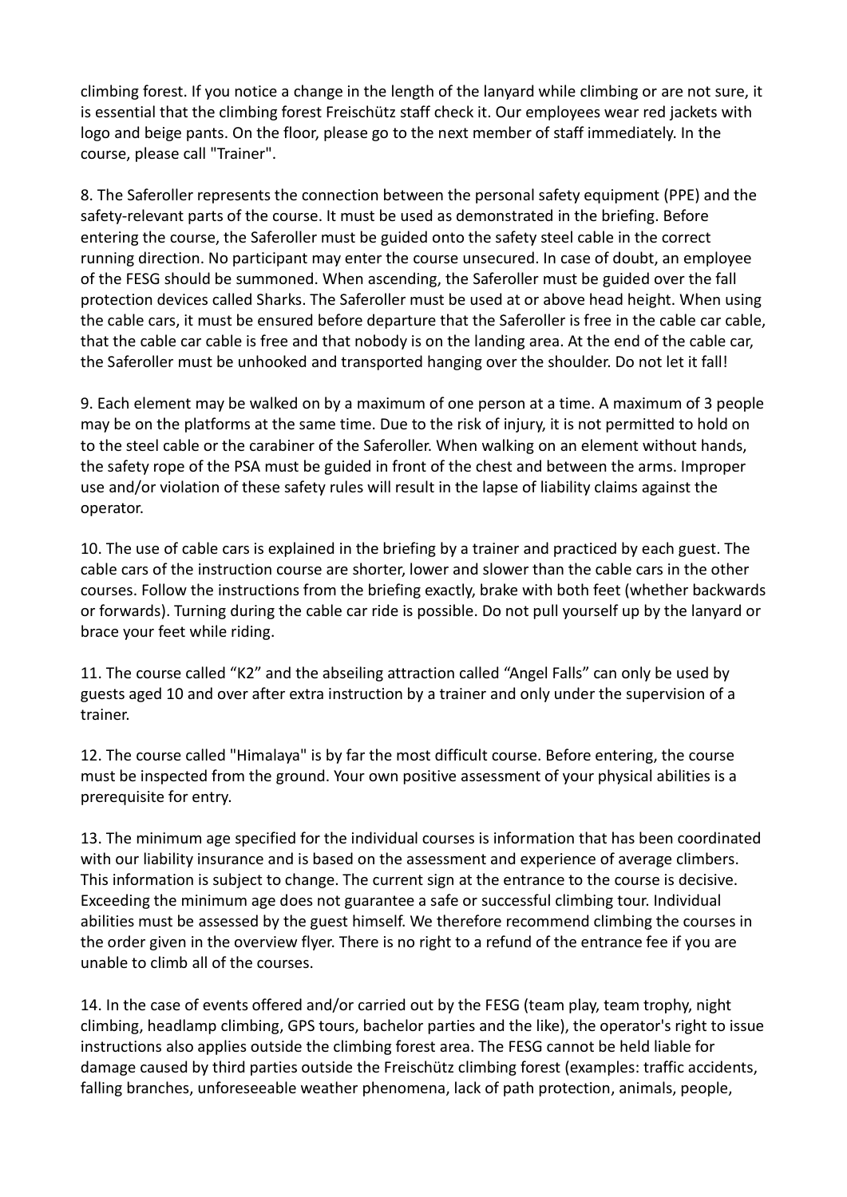climbing forest. If you notice a change in the length of the lanyard while climbing or are not sure, it is essential that the climbing forest Freischütz staff check it. Our employees wear red jackets with logo and beige pants. On the floor, please go to the next member of staff immediately. In the course, please call "Trainer".

8. The Saferoller represents the connection between the personal safety equipment (PPE) and the safety-relevant parts of the course. It must be used as demonstrated in the briefing. Before entering the course, the Saferoller must be guided onto the safety steel cable in the correct running direction. No participant may enter the course unsecured. In case of doubt, an employee of the FESG should be summoned. When ascending, the Saferoller must be guided over the fall protection devices called Sharks. The Saferoller must be used at or above head height. When using the cable cars, it must be ensured before departure that the Saferoller is free in the cable car cable, that the cable car cable is free and that nobody is on the landing area. At the end of the cable car, the Saferoller must be unhooked and transported hanging over the shoulder. Do not let it fall!

9. Each element may be walked on by a maximum of one person at a time. A maximum of 3 people may be on the platforms at the same time. Due to the risk of injury, it is not permitted to hold on to the steel cable or the carabiner of the Saferoller. When walking on an element without hands, the safety rope of the PSA must be guided in front of the chest and between the arms. Improper use and/or violation of these safety rules will result in the lapse of liability claims against the operator.

10. The use of cable cars is explained in the briefing by a trainer and practiced by each guest. The cable cars of the instruction course are shorter, lower and slower than the cable cars in the other courses. Follow the instructions from the briefing exactly, brake with both feet (whether backwards or forwards). Turning during the cable car ride is possible. Do not pull yourself up by the lanyard or brace your feet while riding.

11. The course called “K2” and the abseiling attraction called “Angel Falls” can only be used by guests aged 10 and over after extra instruction by a trainer and only under the supervision of a trainer.

12. The course called "Himalaya" is by far the most difficult course. Before entering, the course must be inspected from the ground. Your own positive assessment of your physical abilities is a prerequisite for entry.

13. The minimum age specified for the individual courses is information that has been coordinated with our liability insurance and is based on the assessment and experience of average climbers. This information is subject to change. The current sign at the entrance to the course is decisive. Exceeding the minimum age does not guarantee a safe or successful climbing tour. Individual abilities must be assessed by the guest himself. We therefore recommend climbing the courses in the order given in the overview flyer. There is no right to a refund of the entrance fee if you are unable to climb all of the courses.

14. In the case of events offered and/or carried out by the FESG (team play, team trophy, night climbing, headlamp climbing, GPS tours, bachelor parties and the like), the operator's right to issue instructions also applies outside the climbing forest area. The FESG cannot be held liable for damage caused by third parties outside the Freischütz climbing forest (examples: traffic accidents, falling branches, unforeseeable weather phenomena, lack of path protection, animals, people,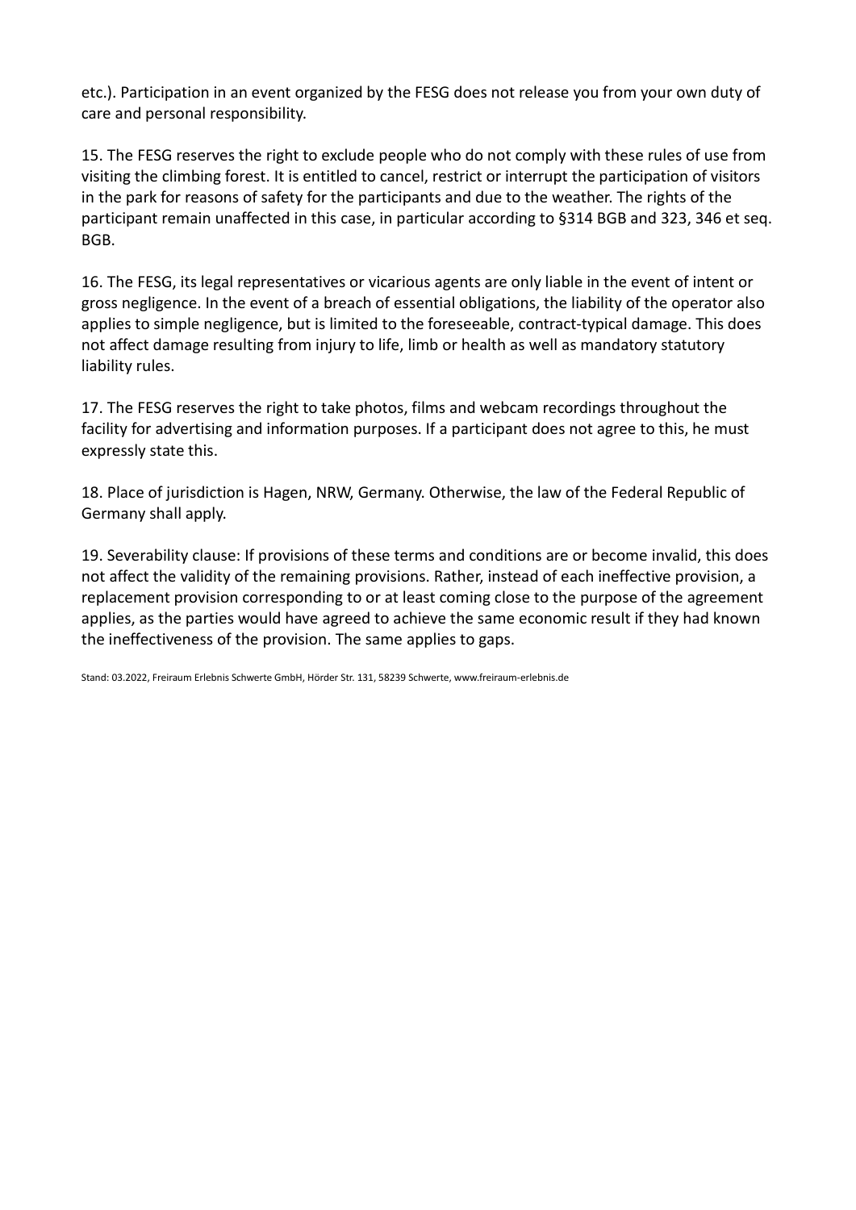etc.). Participation in an event organized by the FESG does not release you from your own duty of care and personal responsibility.

15. The FESG reserves the right to exclude people who do not comply with these rules of use from visiting the climbing forest. It is entitled to cancel, restrict or interrupt the participation of visitors in the park for reasons of safety for the participants and due to the weather. The rights of the participant remain unaffected in this case, in particular according to §314 BGB and 323, 346 et seq. BGB.

16. The FESG, its legal representatives or vicarious agents are only liable in the event of intent or gross negligence. In the event of a breach of essential obligations, the liability of the operator also applies to simple negligence, but is limited to the foreseeable, contract-typical damage. This does not affect damage resulting from injury to life, limb or health as well as mandatory statutory liability rules.

17. The FESG reserves the right to take photos, films and webcam recordings throughout the facility for advertising and information purposes. If a participant does not agree to this, he must expressly state this.

18. Place of jurisdiction is Hagen, NRW, Germany. Otherwise, the law of the Federal Republic of Germany shall apply.

19. Severability clause: If provisions of these terms and conditions are or become invalid, this does not affect the validity of the remaining provisions. Rather, instead of each ineffective provision, a replacement provision corresponding to or at least coming close to the purpose of the agreement applies, as the parties would have agreed to achieve the same economic result if they had known the ineffectiveness of the provision. The same applies to gaps.

Stand: 03.2022, Freiraum Erlebnis Schwerte GmbH, Hörder Str. 131, 58239 Schwerte, www.freiraum-erlebnis.de